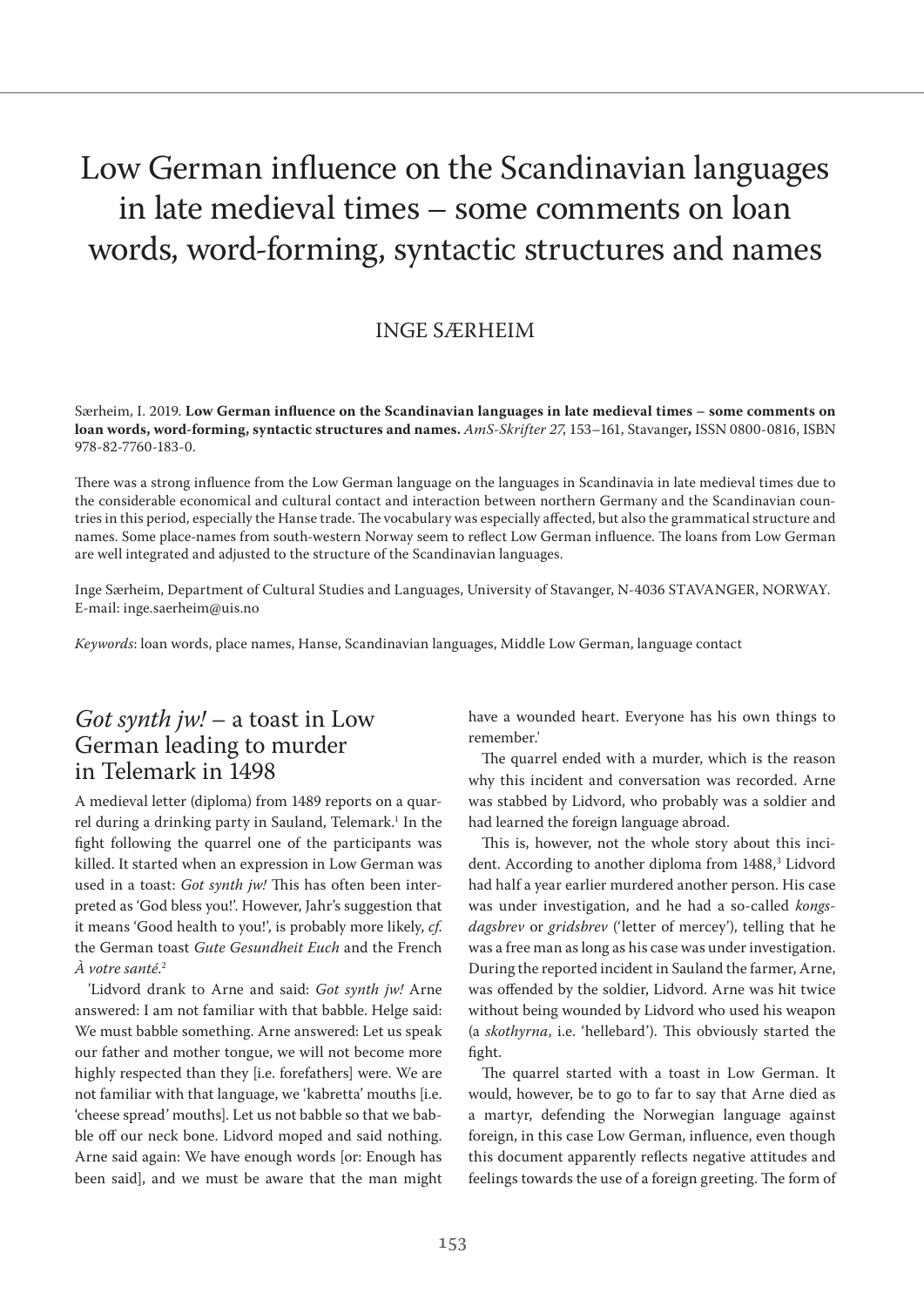# Low German influence on the Scandinavian languages in late medieval times – some comments on loan words, word-forming, syntactic structures and names

INGE SÆRHEIM

Særheim, I. 2019. **Low German influence on the Scandinavian languages in late medieval times – some comments on loan words, word-forming, syntactic structures and names.** *AmS-Skrifter 27*, 153–161, Stavanger**,** ISSN 0800-0816, ISBN 978-82-7760-183-0.

There was a strong influence from the Low German language on the languages in Scandinavia in late medieval times due to the considerable economical and cultural contact and interaction between northern Germany and the Scandinavian countries in this period, especially the Hanse trade. The vocabulary was especially affected, but also the grammatical structure and names. Some place-names from south-western Norway seem to reflect Low German influence. The loans from Low German are well integrated and adjusted to the structure of the Scandinavian languages.

Inge Særheim, Department of Cultural Studies and Languages, University of Stavanger, N-4036 STAVANGER, NORWAY. E-mail: inge.saerheim@uis.no

*Keywords*: loan words, place names, Hanse, Scandinavian languages, Middle Low German, language contact

## *Got synth jw!* – a toast in Low German leading to murder in Telemark in 1498

A medieval letter (diploma) from 1489 reports on a quarrel during a drinking party in Sauland, Telemark.[1] In the fight following the quarrel one of the participants was killed. It started when an expression in Low German was used in a toast: *Got synth jw!* This has often been interpreted as 'God bless you!'. However, Jahr's suggestion that it means 'Good health to you!', is probably more likely, *cf.* the German toast *Gute Gesundheit Euch* and the French *À votre santé*.[2]

'Lidvord drank to Arne and said: *Got synth jw!* Arne answered: I am not familiar with that babble. Helge said: We must babble something. Arne answered: Let us speak our father and mother tongue, we will not become more highly respected than they [i.e. forefathers] were. We are not familiar with that language, we 'kabretta' mouths [i.e. 'cheese spread' mouths]. Let us not babble so that we babble off our neck bone. Lidvord moped and said nothing. Arne said again: We have enough words [or: Enough has been said], and we must be aware that the man might have a wounded heart. Everyone has his own things to remember.'

The quarrel ended with a murder, which is the reason why this incident and conversation was recorded. Arne was stabbed by Lidvord, who probably was a soldier and had learned the foreign language abroad.

This is, however, not the whole story about this incident. According to another diploma from 1488,[3] Lidvord had half a year earlier murdered another person. His case was under investigation, and he had a so-called *kongsdagsbrev* or *gridsbrev* ('letter of mercey'), telling that he was a free man as long as his case was under investigation. During the reported incident in Sauland the farmer, Arne, was offended by the soldier, Lidvord. Arne was hit twice without being wounded by Lidvord who used his weapon (a *skothyrna*, i.e. 'hellebard'). This obviously started the fight.

The quarrel started with a toast in Low German. It would, however, be to go to far to say that Arne died as a martyr, defending the Norwegian language against foreign, in this case Low German, influence, even though this document apparently reflects negative attitudes and feelings towards the use of a foreign greeting. The form of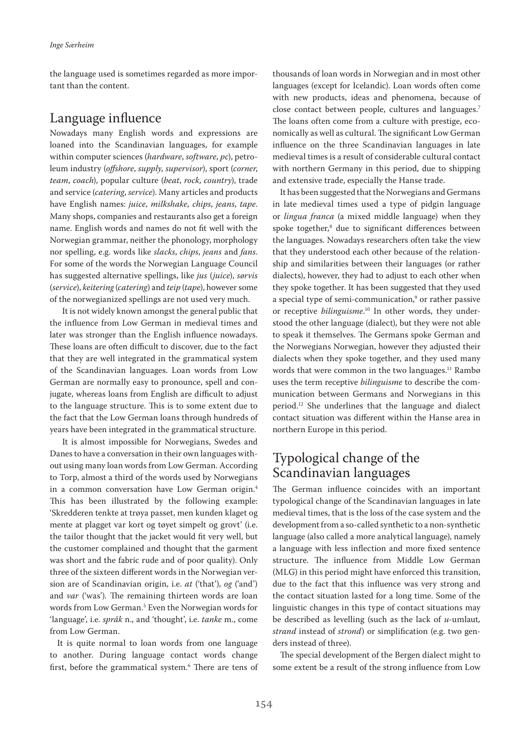the language used is sometimes regarded as more important than the content.

## Language influence

Nowadays many English words and expressions are loaned into the Scandinavian languages, for example within computer sciences (*hardware*, *software*, *pc*), petroleum industry (*offshore*, *supply*, *supervisor*), sport (*corner*, *team*, *coach*), popular culture (*beat*, *rock*, *country*), trade and service (*catering*, *service*). Many articles and products have English names: *juice*, *milkshake*, *chips*, *jeans*, *tape*. Many shops, companies and restaurants also get a foreign name. English words and names do not fit well with the Norwegian grammar, neither the phonology, morphology nor spelling, e.g. words like *slacks*, *chips*, *jeans* and *fans*. For some of the words the Norwegian Language Council has suggested alternative spellings, like *jus* (*juice*), *sørvis* (*service*), *keitering* (*catering*) and *teip* (*tape*), however some of the norwegianized spellings are not used very much.

It is not widely known amongst the general public that the influence from Low German in medieval times and later was stronger than the English influence nowadays. These loans are often difficult to discover, due to the fact that they are well integrated in the grammatical system of the Scandinavian languages. Loan words from Low German are normally easy to pronounce, spell and conjugate, whereas loans from English are difficult to adjust to the language structure. This is to some extent due to the fact that the Low German loans through hundreds of years have been integrated in the grammatical structure.

It is almost impossible for Norwegians, Swedes and Danes to have a conversation in their own languages without using many loan words from Low German. According to Torp, almost a third of the words used by Norwegians in a common conversation have Low German origin.[4] This has been illustrated by the following example: 'Skredderen tenkte at trøya passet, men kunden klaget og mente at plagget var kort og tøyet simpelt og grovt' (i.e. the tailor thought that the jacket would fit very well, but the customer complained and thought that the garment was short and the fabric rude and of poor quality). Only three of the sixteen different words in the Norwegian version are of Scandinavian origin, i.e. *at* ('that'), *og* ('and') and *var* ('was'). The remaining thirteen words are loan words from Low German.[5] Even the Norwegian words for 'language', i.e. *språk* n., and 'thought', i.e. *tanke* m., come from Low German.

It is quite normal to loan words from one language to another. During language contact words change first, before the grammatical system.[6] There are tens of thousands of loan words in Norwegian and in most other languages (except for Icelandic). Loan words often come with new products, ideas and phenomena, because of close contact between people, cultures and languages.[7] The loans often come from a culture with prestige, economically as well as cultural. The significant Low German influence on the three Scandinavian languages in late medieval times is a result of considerable cultural contact with northern Germany in this period, due to shipping and extensive trade, especially the Hanse trade.

It has been suggested that the Norwegians and Germans in late medieval times used a type of pidgin language or *lingua franca* (a mixed middle language) when they spoke together,[8] due to significant differences between the languages. Nowadays researchers often take the view that they understood each other because of the relationship and similarities between their languages (or rather dialects), however, they had to adjust to each other when they spoke together. It has been suggested that they used a special type of semi-communication,[9] or rather passive or receptive *bilinguisme*.[10] In other words, they understood the other language (dialect), but they were not able to speak it themselves. The Germans spoke German and the Norwegians Norwegian, however they adjusted their dialects when they spoke together, and they used many words that were common in the two languages.[11] Rambø uses the term receptive *bilinguisme* to describe the communication between Germans and Norwegians in this period.[12] She underlines that the language and dialect contact situation was different within the Hanse area in northern Europe in this period.

## Typological change of the Scandinavian languages

The German influence coincides with an important typological change of the Scandinavian languages in late medieval times, that is the loss of the case system and the development from a so-called synthetic to a non-synthetic language (also called a more analytical language), namely a language with less inflection and more fixed sentence structure. The influence from Middle Low German (MLG) in this period might have enforced this transition, due to the fact that this influence was very strong and the contact situation lasted for a long time. Some of the linguistic changes in this type of contact situations may be described as levelling (such as the lack of *u*-umlaut, *strand* instead of *strond*) or simplification (e.g. two genders instead of three).

The special development of the Bergen dialect might to some extent be a result of the strong influence from Low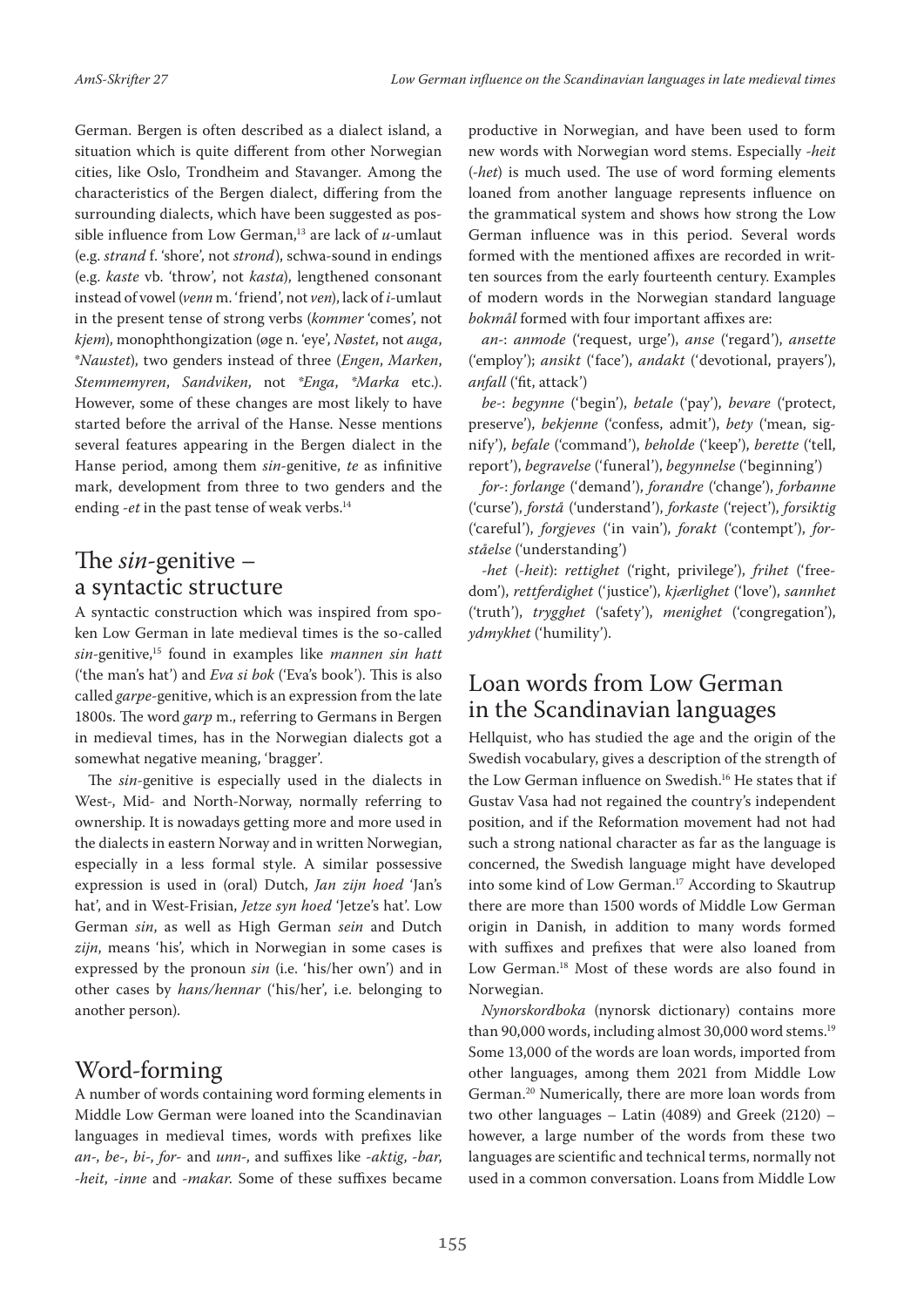German. Bergen is often described as a dialect island, a situation which is quite different from other Norwegian cities, like Oslo, Trondheim and Stavanger. Among the characteristics of the Bergen dialect, differing from the surrounding dialects, which have been suggested as possible influence from Low German,[13] are lack of *u*-umlaut (e.g. *strand* f. 'shore', not *strond*), schwa-sound in endings (e.g. *kaste* vb. 'throw', not *kasta*), lengthened consonant instead of vowel (*venn* m. 'friend', not *ven*), lack of *i*-umlaut in the present tense of strong verbs (*kommer* 'comes', not *kjem*), monophthongization (*øge* n. 'eye', *Nøstet*, not *auga*, *\*Naustet*), two genders instead of three (*Engen*, *Marken*, *Stemmemyren*, *Sandviken*, not *\*Enga*, *\*Marka* etc.). However, some of these changes are most likely to have started before the arrival of the Hanse. Nesse mentions several features appearing in the Bergen dialect in the Hanse period, among them *sin*-genitive, *te* as infinitive mark, development from three to two genders and the ending *-et* in the past tense of weak verbs.[14]

## The *sin*-genitive – a syntactic structure

A syntactic construction which was inspired from spoken Low German in late medieval times is the so-called *sin*-genitive,[15] found in examples like *mannen sin hatt* ('the man's hat') and *Eva si bok* ('Eva's book'). This is also called *garpe*-genitive, which is an expression from the late 1800s. The word *garp* m., referring to Germans in Bergen in medieval times, has in the Norwegian dialects got a somewhat negative meaning, 'bragger'.

The *sin*-genitive is especially used in the dialects in West-, Mid- and North-Norway, normally referring to ownership. It is nowadays getting more and more used in the dialects in eastern Norway and in written Norwegian, especially in a less formal style. A similar possessive expression is used in (oral) Dutch, *Jan zijn hoed* 'Jan's hat', and in West-Frisian, *Jetze syn hoed* 'Jetze's hat'. Low German *sin*, as well as High German *sein* and Dutch *zijn*, means 'his', which in Norwegian in some cases is expressed by the pronoun *sin* (i.e. 'his/her own') and in other cases by *hans/hennar* ('his/her', i.e. belonging to another person).

## Word-forming

A number of words containing word forming elements in Middle Low German were loaned into the Scandinavian languages in medieval times, words with prefixes like *an-*, *be-*, *bi-*, *for-* and *unn-*, and suffixes like *-aktig*, *-bar*, *-heit*, *-inne* and *-makar*. Some of these suffixes became productive in Norwegian, and have been used to form new words with Norwegian word stems. Especially *-heit* (*-het*) is much used. The use of word forming elements loaned from another language represents influence on the grammatical system and shows how strong the Low German influence was in this period. Several words formed with the mentioned affixes are recorded in written sources from the early fourteenth century. Examples of modern words in the Norwegian standard language *bokmål* formed with four important affixes are:

*an-*: *anmode* ('request, urge'), *anse* ('regard'), *ansette* ('employ'); *ansikt* ('face'), *andakt* ('devotional, prayers'), *anfall* ('fit, attack')

*be-*: *begynne* ('begin'), *betale* ('pay'), *bevare* ('protect, preserve'), *bekjenne* ('confess, admit'), *bety* ('mean, signify'), *befale* ('command'), *beholde* ('keep'), *berette* ('tell, report'), *begravelse* ('funeral'), *begynnelse* ('beginning')

*for-*: *forlange* ('demand'), *forandre* ('change'), *forbanne* ('curse'), *forstå* ('understand'), *forkaste* ('reject'), *forsiktig* ('careful'), *forgjeves* ('in vain'), *forakt* ('contempt'), *forståelse* ('understanding')

*-het* (*-heit*): *rettighet* ('right, privilege'), *frihet* ('freedom'), *rettferdighet* ('justice'), *kjærlighet* ('love'), *sannhet* ('truth'), *trygghet* ('safety'), *menighet* ('congregation'), *ydmykhet* ('humility').

## Loan words from Low German in the Scandinavian languages

Hellquist, who has studied the age and the origin of the Swedish vocabulary, gives a description of the strength of the Low German influence on Swedish.[16] He states that if Gustav Vasa had not regained the country's independent position, and if the Reformation movement had not had such a strong national character as far as the language is concerned, the Swedish language might have developed into some kind of Low German.[17] According to Skautrup there are more than 1500 words of Middle Low German origin in Danish, in addition to many words formed with suffixes and prefixes that were also loaned from Low German.[18] Most of these words are also found in Norwegian.

*Nynorskordboka* (nynorsk dictionary) contains more than 90,000 words, including almost 30,000 word stems.[19] Some 13,000 of the words are loan words, imported from other languages, among them 2021 from Middle Low German.[20] Numerically, there are more loan words from two other languages – Latin (4089) and Greek (2120) – however, a large number of the words from these two languages are scientific and technical terms, normally not used in a common conversation. Loans from Middle Low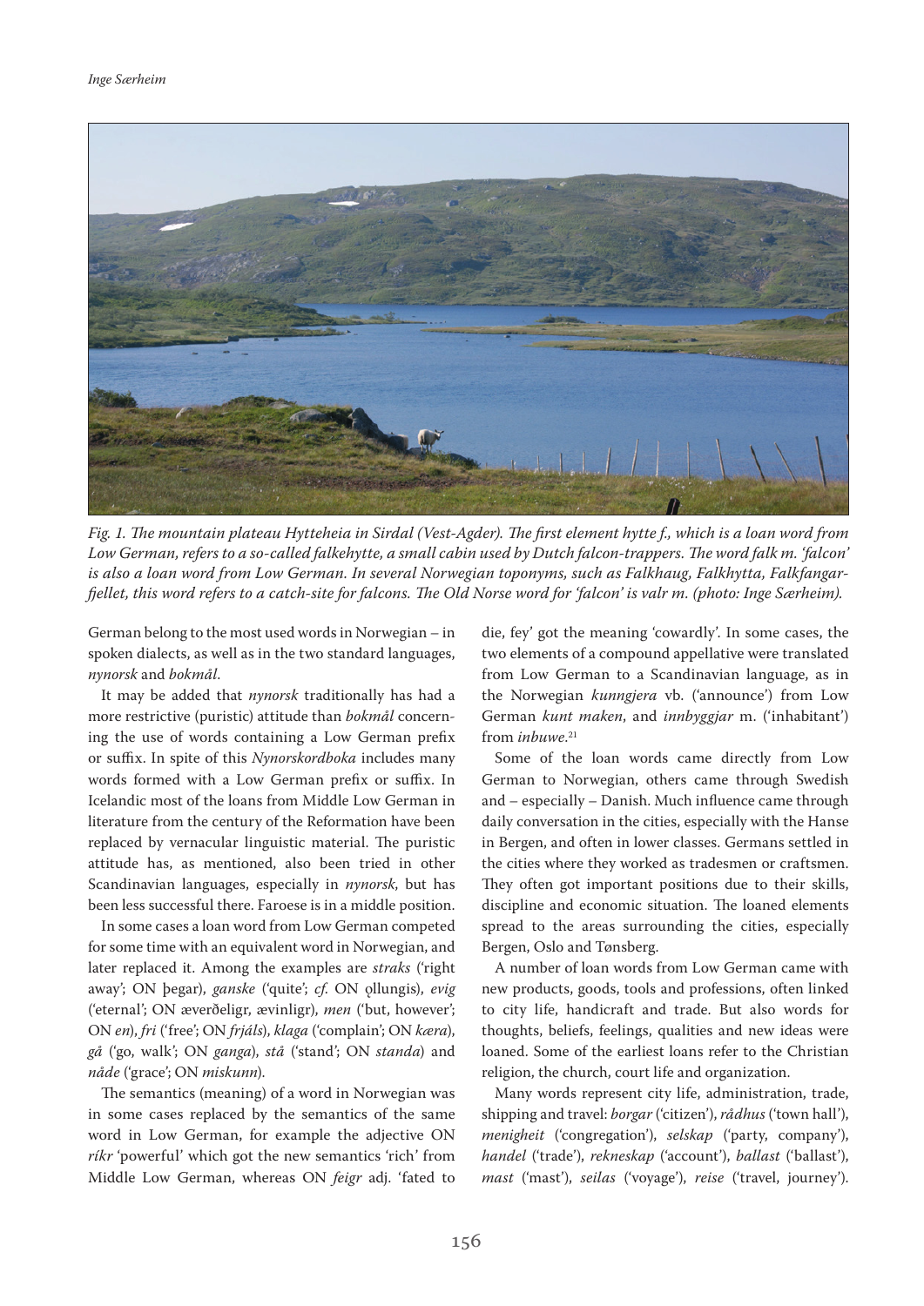*Fig. 1. The mountain plateau Hytteheia in Sirdal (Vest-Agder). The first element hytte f., which is a loan word from Low German, refers to a so-called falkehytte, a small cabin used by Dutch falcon-trappers. The word falk m. 'falcon' is also a loan word from Low German. In several Norwegian toponyms, such as Falkhaug, Falkhytta, Falkfangarfjellet, this word refers to a catch-site for falcons. The Old Norse word for 'falcon' is valr m. (photo: Inge Særheim).*

German belong to the most used words in Norwegian – in spoken dialects, as well as in the two standard languages, *nynorsk* and *bokmål*.

It may be added that *nynorsk* traditionally has had a more restrictive (puristic) attitude than *bokmål* concerning the use of words containing a Low German prefix or suffix. In spite of this *Nynorskordboka* includes many words formed with a Low German prefix or suffix. In Icelandic most of the loans from Middle Low German in literature from the century of the Reformation have been replaced by vernacular linguistic material. The puristic attitude has, as mentioned, also been tried in other Scandinavian languages, especially in *nynorsk*, but has been less successful there. Faroese is in a middle position.

In some cases a loan word from Low German competed for some time with an equivalent word in Norwegian, and later replaced it. Among the examples are *straks* ('right away'; ON þegar), *ganske* ('quite'; *cf.* ON ǫllungis), *evig* ('eternal'; ON æverðeligr, ævinligr), *men* ('but, however'; ON *en*), *fri* ('free'; ON *frjáls*), *klaga* ('complain'; ON *kæra*), *gå* ('go, walk'; ON *ganga*), *stå* ('stand'; ON *standa*) and *nåde* ('grace'; ON *miskunn*).

The semantics (meaning) of a word in Norwegian was in some cases replaced by the semantics of the same word in Low German, for example the adjective ON *ríkr* 'powerful' which got the new semantics 'rich' from Middle Low German, whereas ON *feigr* adj. 'fated to die, fey' got the meaning 'cowardly'. In some cases, the two elements of a compound appellative were translated from Low German to a Scandinavian language, as in the Norwegian *kunngjera* vb. ('announce') from Low German *kunt maken*, and *innbyggjar* m. ('inhabitant') from *inbuwe*.[21]

Some of the loan words came directly from Low German to Norwegian, others came through Swedish and – especially – Danish. Much influence came through daily conversation in the cities, especially with the Hanse in Bergen, and often in lower classes. Germans settled in the cities where they worked as tradesmen or craftsmen. They often got important positions due to their skills, discipline and economic situation. The loaned elements spread to the areas surrounding the cities, especially Bergen, Oslo and Tønsberg.

A number of loan words from Low German came with new products, goods, tools and professions, often linked to city life, handicraft and trade. But also words for thoughts, beliefs, feelings, qualities and new ideas were loaned. Some of the earliest loans refer to the Christian religion, the church, court life and organization.

Many words represent city life, administration, trade, shipping and travel: *borgar* ('citizen'), *rådhus* ('town hall'), *menigheit* ('congregation'), *selskap* ('party, company'), *handel* ('trade'), *rekneskap* ('account'), *ballast* ('ballast'), *mast* ('mast'), *seilas* ('voyage'), *reise* ('travel, journey').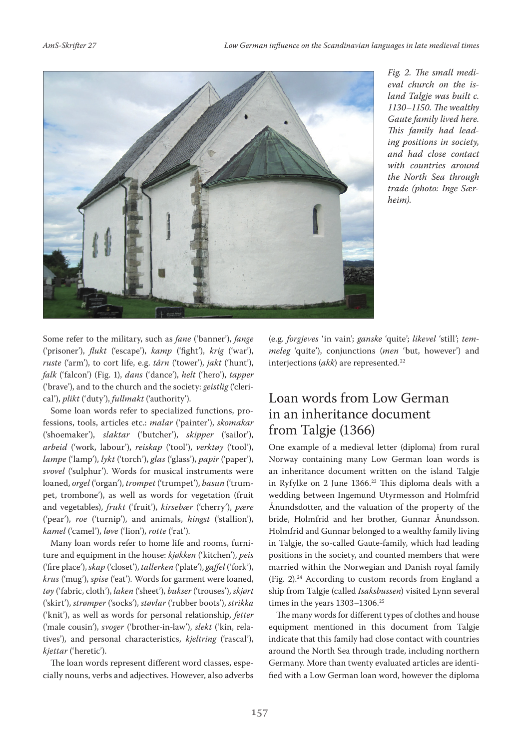*Fig. 2. The small medieval church on the island Talgje was built c. 1130–1150. The wealthy Gaute family lived here. This family had leading positions in society, and had close contact with countries around the North Sea through trade (photo: Inge Særheim).*

Some refer to the military, such as *fane* ('banner'), *fange* ('prisoner'), *flukt* ('escape'), *kamp* ('fight'), *krig* ('war'), *ruste* ('arm'), to cort life, e.g. *tårn* ('tower'), *jakt* ('hunt'), *falk* ('falcon') (Fig. 1), *dans* ('dance'), *helt* ('hero'), *tapper* ('brave'), and to the church and the society: *geistlig* ('clerical'), *plikt* ('duty'), *fullmakt* ('authority').

Some loan words refer to specialized functions, professions, tools, articles etc.: *malar* ('painter'), *skomakar* ('shoemaker'), *slaktar* ('butcher'), *skipper* ('sailor'), *arbeid* ('work, labour'), *reiskap* ('tool'), *verktøy* ('tool'), *lampe* ('lamp'), *lykt* ('torch'), *glas* ('glass'), *papir* ('paper'), *svovel* ('sulphur'). Words for musical instruments were loaned, *orgel* ('organ'), *trompet* ('trumpet'), *basun* ('trumpet, trombone'), as well as words for vegetation (fruit and vegetables), *frukt* ('fruit'), *kirsebær* ('cherry'), *pære* ('pear'), *roe* ('turnip'), and animals, *hingst* ('stallion'), *kamel* ('camel'), *løve* ('lion'), *rotte* ('rat').

Many loan words refer to home life and rooms, furniture and equipment in the house: *kjøkken* ('kitchen'), *peis* ('fire place'), *skap* ('closet'), *tallerken* ('plate'), *gaffel* ('fork'), *krus* ('mug'), *spise* ('eat'). Words for garment were loaned, *tøy* ('fabric, cloth'), *laken* ('sheet'), *bukser* ('trouses'), *skjørt* ('skirt'), *strømper* ('socks'), *støvlar* ('rubber boots'), *strikka* ('knit'), as well as words for personal relationship, *fetter* ('male cousin'), *svoger* ('brother-in-law'), *slekt* ('kin, relatives'), and personal characteristics, *kjeltring* ('rascal'), *kjettar* ('heretic').

The loan words represent different word classes, especially nouns, verbs and adjectives. However, also adverbs (e.g. *forgjeves* 'in vain'; *ganske* 'quite'; *likevel* 'still'; *temmeleg* 'quite'), conjunctions (*men* 'but, however') and interjections (*akk*) are represented.[22]

## Loan words from Low German in an inheritance document from Talgje (1366)

One example of a medieval letter (diploma) from rural Norway containing many Low German loan words is an inheritance document written on the island Talgje in Ryfylke on 2 June 1366.[23] This diploma deals with a wedding between Ingemund Utyrmesson and Holmfrid Åundsdotter, and the valuation of the property of the bride, Holmfrid and her brother, Gunnar Åundsson. Holmfrid and Gunnar belonged to a wealthy family living in Talgje, the so-called Gaute-family, which had leading positions in the society, and counted members that were married within the Norwegian and Danish royal family (Fig. 2).[24] According to custom records from England a ship from Talgje (called *Isaksbussen*) visited Lynn several times in the years 1303–1306.[25]

The many words for different types of clothes and house equipment mentioned in this document from Talgje indicate that this family had close contact with countries around the North Sea through trade, including northern Germany. More than twenty evaluated articles are identified with a Low German loan word, however the diploma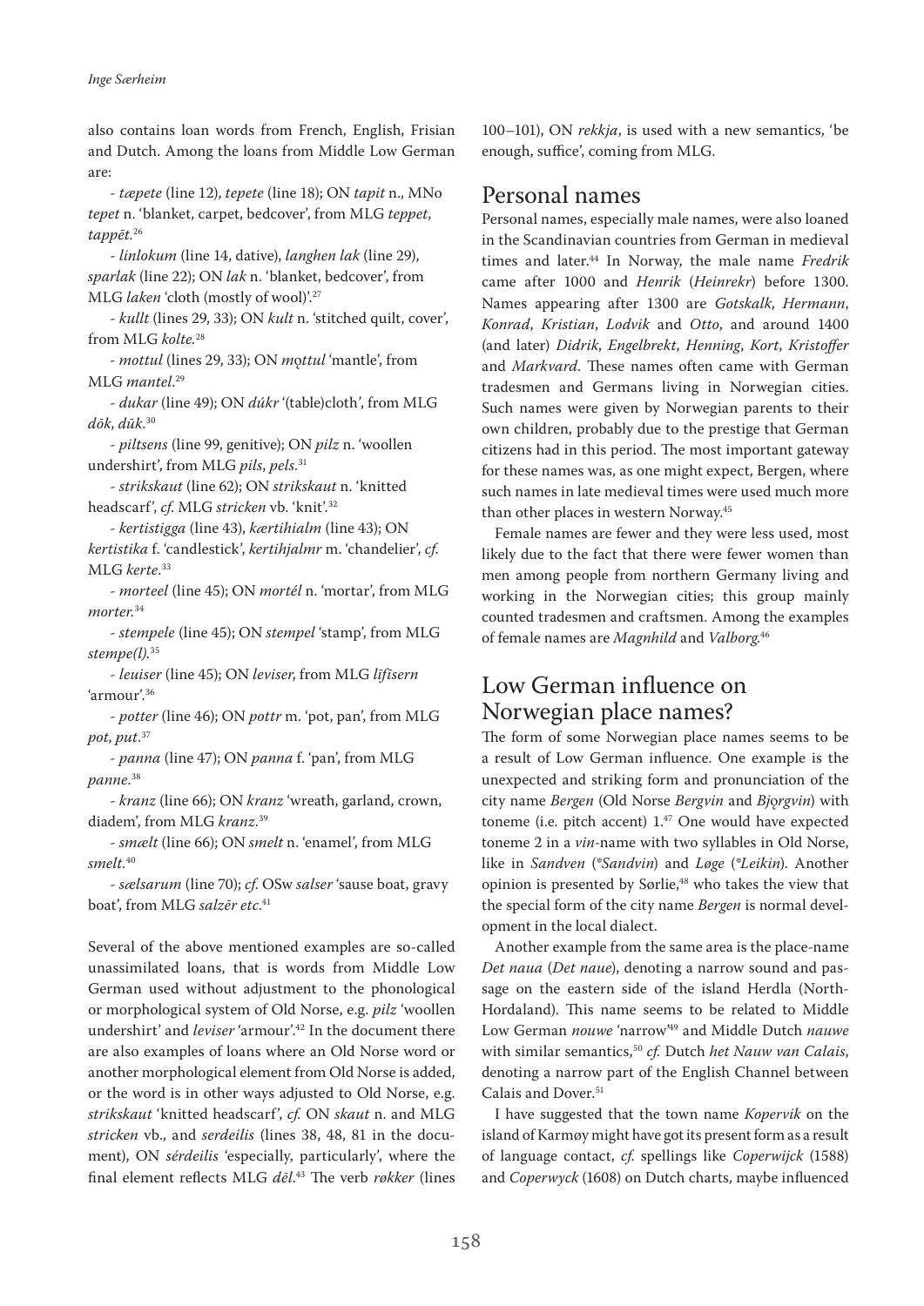also contains loan words from French, English, Frisian and Dutch. Among the loans from Middle Low German are:

- *tæpete* (line 12), *tepete* (line 18); ON *tapit* n., MNo *tepet* n. 'blanket, carpet, bedcover', from MLG *teppet*, *tappēt*.[26]

- *linlokum* (line 14, dative), *langhen lak* (line 29), *sparlak* (line 22); ON *lak* n. 'blanket, bedcover', from MLG *laken* 'cloth (mostly of wool)'.[27]

- *kullt* (lines 29, 33); ON *kult* n. 'stitched quilt, cover', from MLG *kolte*.[28]

- *mottul* (lines 29, 33); ON *mǫttul* 'mantle', from MLG *mantel*.[29]

- *dukar* (line 49); ON *dúkr* '(table)cloth', from MLG *dōk*, *dūk*.[30]

- *piltsens* (line 99, genitive); ON *pilz* n. 'woollen undershirt', from MLG *pils*, *pels*.[31]

- *strikskaut* (line 62); ON *strikskaut* n. 'knitted headscarf', *cf.* MLG *stricken* vb. 'knit'.[32]

- *kertistigga* (line 43), *kærtihialm* (line 43); ON *kertistika* f. 'candlestick', *kertihjalmr* m. 'chandelier', *cf.* MLG *kerte*.[33]

- *morteel* (line 45); ON *mortél* n. 'mortar', from MLG *morter*.[34]

- *stempele* (line 45); ON *stempel* 'stamp', from MLG *stempe(l)*.[35]

- *leuiser* (line 45); ON *leviser*, from MLG *līfīsern* 'armour'.[36]

- *potter* (line 46); ON *pottr* m. 'pot, pan', from MLG *pot*, *put*.[37]

- *panna* (line 47); ON *panna* f. 'pan', from MLG *panne*.[38]

- *kranz* (line 66); ON *kranz* 'wreath, garland, crown, diadem', from MLG *kranz*.[39]

- *smælt* (line 66); ON *smelt* n. 'enamel', from MLG *smelt*.[40]

- *sælsarum* (line 70); *cf.* OSw *salser* 'sause boat, gravy boat', from MLG *salzēr etc*.[41]

Several of the above mentioned examples are so-called unassimilated loans, that is words from Middle Low German used without adjustment to the phonological or morphological system of Old Norse, e.g. *pilz* 'woollen undershirt' and *leviser* 'armour'.[42] In the document there are also examples of loans where an Old Norse word or another morphological element from Old Norse is added, or the word is in other ways adjusted to Old Norse, e.g. *strikskaut* 'knitted headscarf', *cf.* ON *skaut* n. and MLG *stricken* vb., and *serdeilis* (lines 38, 48, 81 in the document), ON *sérdeilis* 'especially, particularly', where the final element reflects MLG *dēl*.[43] The verb *røkker* (lines 100–101), ON *rekkja*, is used with a new semantics, 'be enough, suffice', coming from MLG.

## Personal names

Personal names, especially male names, were also loaned in the Scandinavian countries from German in medieval times and later.[44] In Norway, the male name *Fredrik* came after 1000 and *Henrik* (*Heinrekr*) before 1300. Names appearing after 1300 are *Gotskalk*, *Hermann*, *Konrad*, *Kristian*, *Lodvik* and *Otto*, and around 1400 (and later) *Didrik*, *Engelbrekt*, *Henning*, *Kort*, *Kristoffer* and *Markvard*. These names often came with German tradesmen and Germans living in Norwegian cities. Such names were given by Norwegian parents to their own children, probably due to the prestige that German citizens had in this period. The most important gateway for these names was, as one might expect, Bergen, where such names in late medieval times were used much more than other places in western Norway.[45]

Female names are fewer and they were less used, most likely due to the fact that there were fewer women than men among people from northern Germany living and working in the Norwegian cities; this group mainly counted tradesmen and craftsmen. Among the examples of female names are *Magnhild* and *Valborg*.[46]

## Low German influence on Norwegian place names?

The form of some Norwegian place names seems to be a result of Low German influence. One example is the unexpected and striking form and pronunciation of the city name *Bergen* (Old Norse *Bergvin* and *Bjǫrgvin*) with toneme (i.e. pitch accent) 1.[47] One would have expected toneme 2 in a *vin*-name with two syllables in Old Norse, like in *Sandven* (*\*Sandvin*) and *Løge* (*\*Leikin*). Another opinion is presented by Sørlie,[48] who takes the view that the special form of the city name *Bergen* is normal development in the local dialect.

Another example from the same area is the place-name *Det naua* (*Det naue*), denoting a narrow sound and passage on the eastern side of the island Herdla (North-Hordaland). This name seems to be related to Middle Low German *nouwe* 'narrow'[49] and Middle Dutch *nauwe* with similar semantics,[50] *cf.* Dutch *het Nauw van Calais*, denoting a narrow part of the English Channel between Calais and Dover.[51]

I have suggested that the town name *Kopervik* on the island of Karmøy might have got its present form as a result of language contact, *cf.* spellings like *Coperwijck* (1588) and *Coperwyck* (1608) on Dutch charts, maybe influenced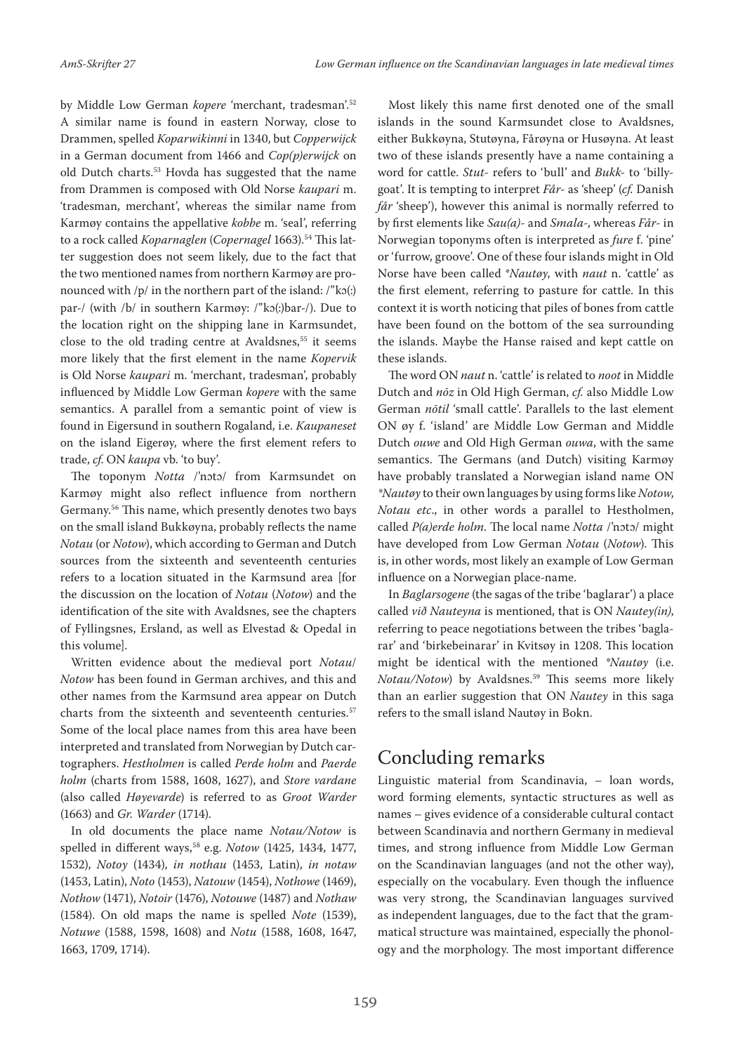by Middle Low German *kopere* 'merchant, tradesman'.[52] A similar name is found in eastern Norway, close to Drammen, spelled *Koparwikinni* in 1340, but *Copperwijck* in a German document from 1466 and *Cop(p)erwijck* on old Dutch charts.[53] Hovda has suggested that the name from Drammen is composed with Old Norse *kaupari* m. 'tradesman, merchant', whereas the similar name from Karmøy contains the appellative *kobbe* m. 'seal', referring to a rock called *Koparnaglen* (*Copernagel* 1663).[54] This latter suggestion does not seem likely, due to the fact that the two mentioned names from northern Karmøy are pronounced with /p/ in the northern part of the island: /"kɔ(:)par-/ (with /b/ in southern Karmøy: /"kɔ(:)bar-/). Due to the location right on the shipping lane in Karmsundet, close to the old trading centre at Avaldsnes,[55] it seems more likely that the first element in the name *Kopervik* is Old Norse *kaupari* m. 'merchant, tradesman', probably influenced by Middle Low German *kopere* with the same semantics. A parallel from a semantic point of view is found in Eigersund in southern Rogaland, i.e. *Kaupaneset* on the island Eigerøy, where the first element refers to trade, *cf.* ON *kaupa* vb. 'to buy'.

The toponym *Notta* /'nɔtɔ/ from Karmsundet on Karmøy might also reflect influence from northern Germany.[56] This name, which presently denotes two bays on the small island Bukkøyna, probably reflects the name *Notau* (or *Notow*), which according to German and Dutch sources from the sixteenth and seventeenth centuries refers to a location situated in the Karmsund area [for the discussion on the location of *Notau* (*Notow*) and the identification of the site with Avaldsnes, see the chapters of Fyllingsnes, Ersland, as well as Elvestad & Opedal in this volume].

Written evidence about the medieval port *Notau*/*Notow* has been found in German archives, and this and other names from the Karmsund area appear on Dutch charts from the sixteenth and seventeenth centuries.[57] Some of the local place names from this area have been interpreted and translated from Norwegian by Dutch cartographers. *Hestholmen* is called *Perde holm* and *Paerde holm* (charts from 1588, 1608, 1627), and *Store vardane* (also called *Høyevarde*) is referred to as *Groot Warder* (1663) and *Gr. Warder* (1714).

In old documents the place name *Notau/Notow* is spelled in different ways,[58] e.g. *Notow* (1425, 1434, 1477, 1532), *Notoy* (1434), *in nothau* (1453, Latin), *in notaw* (1453, Latin), *Noto* (1453), *Natouw* (1454), *Nothowe* (1469), *Nothow* (1471), *Notoir* (1476), *Notouwe* (1487) and *Nothaw* (1584). On old maps the name is spelled *Note* (1539), *Notuwe* (1588, 1598, 1608) and *Notu* (1588, 1608, 1647, 1663, 1709, 1714).

Most likely this name first denoted one of the small islands in the sound Karmsundet close to Avaldsnes, either Bukkøyna, Stutøyna, Fårøyna or Husøyna. At least two of these islands presently have a name containing a word for cattle. *Stut-* refers to 'bull' and *Bukk-* to 'billy-goat'. It is tempting to interpret *Får-* as 'sheep' (*cf.* Danish *får* 'sheep'), however this animal is normally referred to by first elements like *Sau(a)-* and *Smala-*, whereas *Får-* in Norwegian toponyms often is interpreted as *fure* f. 'pine' or 'furrow, groove'. One of these four islands might in Old Norse have been called *\*Nautøy*, with *naut* n. 'cattle' as the first element, referring to pasture for cattle. In this context it is worth noticing that piles of bones from cattle have been found on the bottom of the sea surrounding the islands. Maybe the Hanse raised and kept cattle on these islands.

The word ON *naut* n. 'cattle' is related to *noot* in Middle Dutch and *nōz* in Old High German, *cf.* also Middle Low German *nōtil* 'small cattle'. Parallels to the last element ON *øy* f. 'island' are Middle Low German and Middle Dutch *ouwe* and Old High German *ouwa*, with the same semantics. The Germans (and Dutch) visiting Karmøy have probably translated a Norwegian island name ON *\*Nautøy* to their own languages by using forms like *Notow*, *Notau etc*., in other words a parallel to Hestholmen, called *P(a)erde holm*. The local name *Notta* /'nɔtɔ/ might have developed from Low German *Notau* (*Notow*). This is, in other words, most likely an example of Low German influence on a Norwegian place-name.

In *Baglarsogene* (the sagas of the tribe 'baglarar') a place called *við Nauteyna* is mentioned, that is ON *Nautey(in)*, referring to peace negotiations between the tribes 'baglarar' and 'birkebeinarar' in Kvitsøy in 1208. This location might be identical with the mentioned *\*Nautøy* (i.e. *Notau/Notow*) by Avaldsnes.[59] This seems more likely than an earlier suggestion that ON *Nautey* in this saga refers to the small island Nautøy in Bokn.

## Concluding remarks

Linguistic material from Scandinavia, – loan words, word forming elements, syntactic structures as well as names – gives evidence of a considerable cultural contact between Scandinavia and northern Germany in medieval times, and strong influence from Middle Low German on the Scandinavian languages (and not the other way), especially on the vocabulary. Even though the influence was very strong, the Scandinavian languages survived as independent languages, due to the fact that the grammatical structure was maintained, especially the phonology and the morphology. The most important difference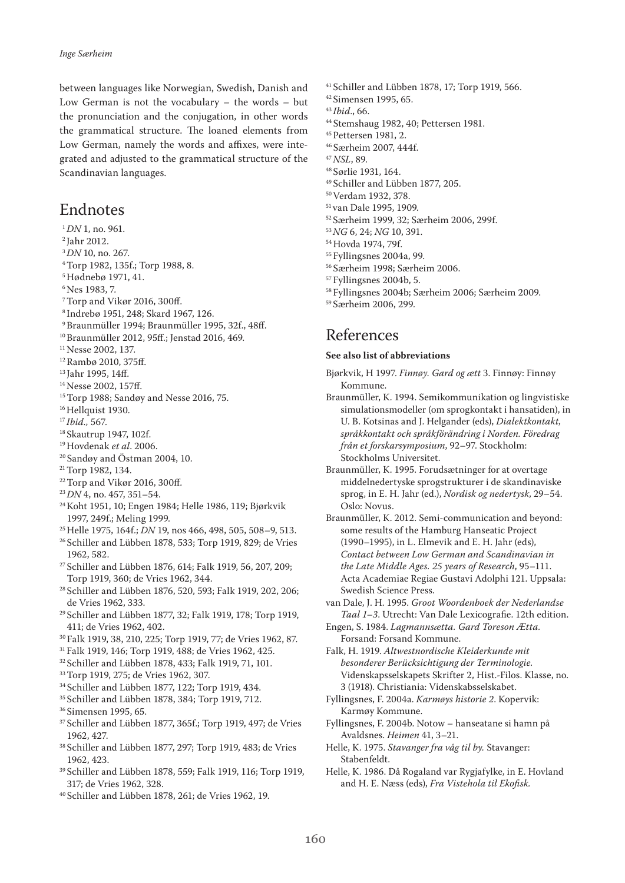between languages like Norwegian, Swedish, Danish and Low German is not the vocabulary – the words – but the pronunciation and the conjugation, in other words the grammatical structure. The loaned elements from Low German, namely the words and affixes, were integrated and adjusted to the grammatical structure of the Scandinavian languages.

## Endnotes

[1] *DN* 1, no. 961.
[2] Jahr 2012.
[3] *DN* 10, no. 267.
[4] Torp 1982, 135f.; Torp 1988, 8.
[5] Hødnebø 1971, 41.
[6] Nes 1983, 7.
[7] Torp and Vikør 2016, 300ff.
[8] Indrebø 1951, 248; Skard 1967, 126.
[9] Braunmüller 1994; Braunmüller 1995, 32f., 48ff.
[10] Braunmüller 2012, 95ff.; Jenstad 2016, 469.
[11] Nesse 2002, 137.
[12] Rambø 2010, 375ff.
[13] Jahr 1995, 14ff.
[14] Nesse 2002, 157ff.
[15] Torp 1988; Sandøy and Nesse 2016, 75.
[16] Hellquist 1930.
[17] *Ibid.,* 567.
[18] Skautrup 1947, 102f.
[19] Hovdenak *et al*. 2006.
[20] Sandøy and Östman 2004, 10.
[21] Torp 1982, 134.
[22] Torp and Vikør 2016, 300ff.
[23] *DN* 4, no. 457, 351–54.
[24] Koht 1951, 10; Engen 1984; Helle 1986, 119; Bjørkvik 1997, 249f.; Meling 1999.
[25] Helle 1975, 164f.; *DN* 19, nos 466, 498, 505, 508–9, 513.
[26] Schiller and Lübben 1878, 533; Torp 1919, 829; de Vries 1962, 582.
[27] Schiller and Lübben 1876, 614; Falk 1919, 56, 207, 209; Torp 1919, 360; de Vries 1962, 344.
[28] Schiller and Lübben 1876, 520, 593; Falk 1919, 202, 206; de Vries 1962, 333.
[29] Schiller and Lübben 1877, 32; Falk 1919, 178; Torp 1919, 411; de Vries 1962, 402.
[30] Falk 1919, 38, 210, 225; Torp 1919, 77; de Vries 1962, 87.
[31] Falk 1919, 146; Torp 1919, 488; de Vries 1962, 425.
[32] Schiller and Lübben 1878, 433; Falk 1919, 71, 101.
[33] Torp 1919, 275; de Vries 1962, 307.
[34] Schiller and Lübben 1877, 122; Torp 1919, 434.
[35] Schiller and Lübben 1878, 384; Torp 1919, 712.
[36] Simensen 1995, 65.
[37] Schiller and Lübben 1877, 365f.; Torp 1919, 497; de Vries 1962, 427.
[38] Schiller and Lübben 1877, 297; Torp 1919, 483; de Vries 1962, 423.
[39] Schiller and Lübben 1878, 559; Falk 1919, 116; Torp 1919, 317; de Vries 1962, 328.
[40] Schiller and Lübben 1878, 261; de Vries 1962, 19.
[41] Schiller and Lübben 1878, 17; Torp 1919, 566.
[42] Simensen 1995, 65.
[43] *Ibid*., 66.
[44] Stemshaug 1982, 40; Pettersen 1981.
[45] Pettersen 1981, 2.
[46] Særheim 2007, 444f.
[47] *NSL*, 89.
[48] Sørlie 1931, 164.
[49] Schiller and Lübben 1877, 205.
[50] Verdam 1932, 378.
[51] van Dale 1995, 1909.
[52] Særheim 1999, 32; Særheim 2006, 299f.
[53] *NG* 6, 24; *NG* 10, 391.
[54] Hovda 1974, 79f.
[55] Fyllingsnes 2004a, 99.
[56] Særheim 1998; Særheim 2006.
[57] Fyllingsnes 2004b, 5.
[58] Fyllingsnes 2004b; Særheim 2006; Særheim 2009.
[59] Særheim 2006, 299.

## References

**See also list of abbreviations**

Bjørkvik, H 1997. *Finnøy. Gard og ætt* 3. Finnøy: Finnøy Kommune.

Braunmüller, K. 1994. Semikommunikation og lingvistiske simulationsmodeller (om sprogkontakt i hansatiden), in U. B. Kotsinas and J. Helgander (eds), *Dialektkontakt, språkkontakt och språkförändring i Norden. Föredrag från et forskarsymposium*, 92–97. Stockholm: Stockholms Universitet.

Braunmüller, K. 1995. Forudsætninger for at overtage middelnedertyske sprogstrukturer i de skandinaviske sprog, in E. H. Jahr (ed.), *Nordisk og nedertysk*, 29–54. Oslo: Novus.

Braunmüller, K. 2012. Semi-communication and beyond: some results of the Hamburg Hanseatic Project (1990–1995), in L. Elmevik and E. H. Jahr (eds), *Contact between Low German and Scandinavian in the Late Middle Ages. 25 years of Research*, 95–111. Acta Academiae Regiae Gustavi Adolphi 121. Uppsala: Swedish Science Press.

van Dale, J. H. 1995. *Groot Woordenboek der Nederlandse Taal 1–3*. Utrecht: Van Dale Lexicografie. 12th edition.

Engen, S. 1984. *Lagmannsætta. Gard Toreson Ætta.* Forsand: Forsand Kommune.

Falk, H. 1919. *Altwestnordische Kleiderkunde mit besonderer Berücksichtigung der Terminologie.* Videnskapsselskapets Skrifter 2, Hist.-Filos. Klasse, no. 3 (1918). Christiania: Videnskabsselskabet.

Fyllingsnes, F. 2004a. *Karmøys historie 2*. Kopervik: Karmøy Kommune.

Fyllingsnes, F. 2004b. Notow – hanseatane si hamn på Avaldsnes. *Heimen* 41, 3–21.

Helle, K. 1975. *Stavanger fra våg til by.* Stavanger: Stabenfeldt.

Helle, K. 1986. Då Rogaland var Rygjafylke, in E. Hovland and H. E. Næss (eds), *Fra Vistehola til Ekofisk.*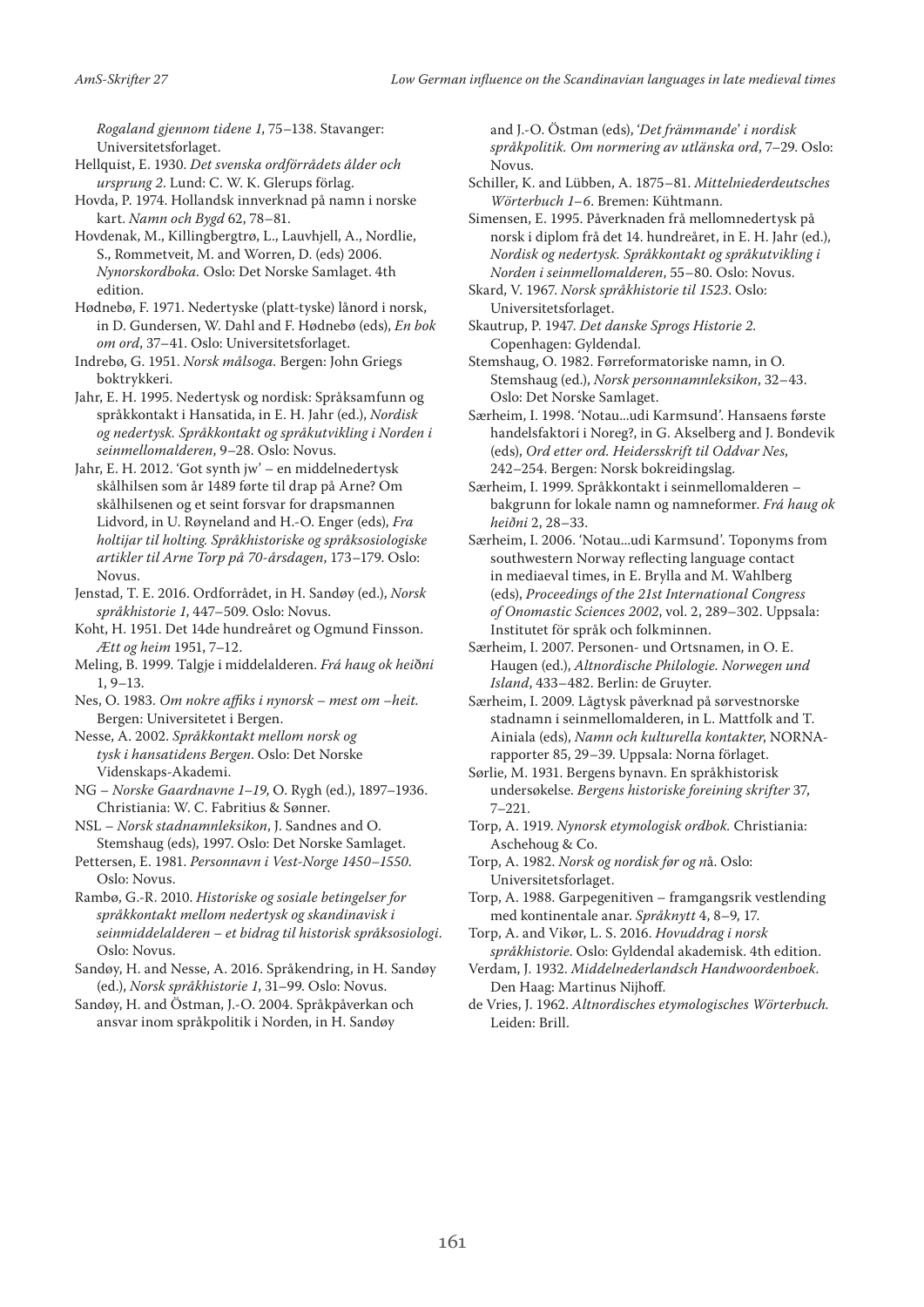*Rogaland gjennom tidene 1*, 75–138. Stavanger: Universitetsforlaget.

Hellquist, E. 1930. *Det svenska ordförrådets ålder och ursprung 2*. Lund: C. W. K. Glerups förlag.

Hovda, P. 1974. Hollandsk innverknad på namn i norske kart. *Namn och Bygd* 62, 78–81.

Hovdenak, M., Killingbergtrø, L., Lauvhjell, A., Nordlie, S., Rommetveit, M. and Worren, D. (eds) 2006. *Nynorskordboka.* Oslo: Det Norske Samlaget. 4th edition.

Hødnebø, F. 1971. Nedertyske (platt-tyske) lånord i norsk, in D. Gundersen, W. Dahl and F. Hødnebø (eds), *En bok om ord*, 37–41. Oslo: Universitetsforlaget.

Indrebø, G. 1951. *Norsk målsoga.* Bergen: John Griegs boktrykkeri.

Jahr, E. H. 1995. Nedertysk og nordisk: Språksamfunn og språkkontakt i Hansatida, in E. H. Jahr (ed.), *Nordisk og nedertysk. Språkkontakt og språkutvikling i Norden i seinmellomalderen*, 9–28. Oslo: Novus.

Jahr, E. H. 2012. 'Got synth jw' – en middelnedertysk skålhilsen som år 1489 førte til drap på Arne? Om skålhilsenen og et seint forsvar for drapsmannen Lidvord, in U. Røyneland and H.-O. Enger (eds), *Fra holtijar til holting. Språkhistoriske og språksosiologiske artikler til Arne Torp på 70-årsdagen*, 173–179. Oslo: Novus.

Jenstad, T. E. 2016. Ordforrådet, in H. Sandøy (ed.), *Norsk språkhistorie 1*, 447–509. Oslo: Novus.

Koht, H. 1951. Det 14de hundreåret og Ogmund Finsson. *Ætt og heim* 1951, 7–12.

Meling, B. 1999. Talgje i middelalderen. *Frá haug ok heiðni* 1, 9–13.

Nes, O. 1983. *Om nokre affiks i nynorsk – mest om –heit.* Bergen: Universitetet i Bergen.

Nesse, A. 2002. *Språkkontakt mellom norsk og tysk i hansatidens Bergen.* Oslo: Det Norske Videnskaps-Akademi.

NG – *Norske Gaardnavne 1–19*, O. Rygh (ed.), 1897–1936. Christiania: W. C. Fabritius & Sønner.

NSL – *Norsk stadnamnleksikon*, J. Sandnes and O. Stemshaug (eds), 1997. Oslo: Det Norske Samlaget.

Pettersen, E. 1981. *Personnavn i Vest-Norge 1450–1550.* Oslo: Novus.

Rambø, G.-R. 2010. *Historiske og sosiale betingelser for språkkontakt mellom nedertysk og skandinavisk i seinmiddelalderen – et bidrag til historisk språksosiologi*. Oslo: Novus.

Sandøy, H. and Nesse, A. 2016. Språkendring, in H. Sandøy (ed.), *Norsk språkhistorie 1*, 31–99. Oslo: Novus.

Sandøy, H. and Östman, J.-O. 2004. Språkpåverkan och ansvar inom språkpolitik i Norden, in H. Sandøy and J.-O. Östman (eds), *'Det främmande' i nordisk språkpolitik. Om normering av utländska ord*, 7–29. Oslo: Novus.

Schiller, K. and Lübben, A. 1875–81. *Mittelniederdeutsches Wörterbuch 1–6*. Bremen: Kühtmann.

Simensen, E. 1995. Påverknaden frå mellomnedertysk på norsk i diplom frå det 14. hundreåret, in E. H. Jahr (ed.), *Nordisk og nedertysk. Språkkontakt og språkutvikling i Norden i seinmellomalderen*, 55–80. Oslo: Novus.

Skard, V. 1967. *Norsk språkhistorie til 1523*. Oslo: Universitetsforlaget.

Skautrup, P. 1947. *Det danske Sprogs Historie 2.* Copenhagen: Gyldendal.

Stemshaug, O. 1982. Førreformatoriske namn, in O. Stemshaug (ed.), *Norsk personnamnleksikon*, 32–43. Oslo: Det Norske Samlaget.

Særheim, I. 1998. 'Notau...udi Karmsund'. Hansaens første handelsfaktori i Noreg?, in G. Akselberg and J. Bondevik (eds), *Ord etter ord. Heidersskrift til Oddvar Nes*, 242–254. Bergen: Norsk bokreidingslag.

Særheim, I. 1999. Språkkontakt i seinmellomalderen – bakgrunn for lokale namn og namneformer. *Frá haug ok heiðni* 2, 28–33.

Særheim, I. 2006. 'Notau...udi Karmsund'. Toponyms from southwestern Norway reflecting language contact in mediaeval times, in E. Brylla and M. Wahlberg (eds), *Proceedings of the 21st International Congress of Onomastic Sciences 2002*, vol. 2, 289–302. Uppsala: Institutet för språk och folkminnen.

Særheim, I. 2007. Personen- und Ortsnamen, in O. E. Haugen (ed.), *Altnordische Philologie. Norwegen und Island*, 433–482. Berlin: de Gruyter.

Særheim, I. 2009. Lågtysk påverknad på sørvestnorske stadnamn i seinmellomalderen, in L. Mattfolk and T. Ainiala (eds), *Namn och kulturella kontakter*, NORNA-rapporter 85, 29–39. Uppsala: Norna förlaget.

Sørlie, M. 1931. Bergens bynavn. En språkhistorisk undersøkelse. *Bergens historiske foreining skrifter* 37, 7–221.

Torp, A. 1919. *Nynorsk etymologisk ordbok.* Christiania: Aschehoug & Co.

Torp, A. 1982. *Norsk og nordisk før og nå.* Oslo: Universitetsforlaget.

Torp, A. 1988. Garpegenitiven – framgangsrik vestlending med kontinentale anar. *Språknytt* 4, 8–9, 17.

Torp, A. and Vikør, L. S. 2016. *Hovuddrag i norsk språkhistorie.* Oslo: Gyldendal akademisk. 4th edition.

Verdam, J. 1932. *Middelnederlandsch Handwoordenboek.* Den Haag: Martinus Nijhoff.

de Vries, J. 1962. *Altnordisches etymologisches Wörterbuch.* Leiden: Brill.